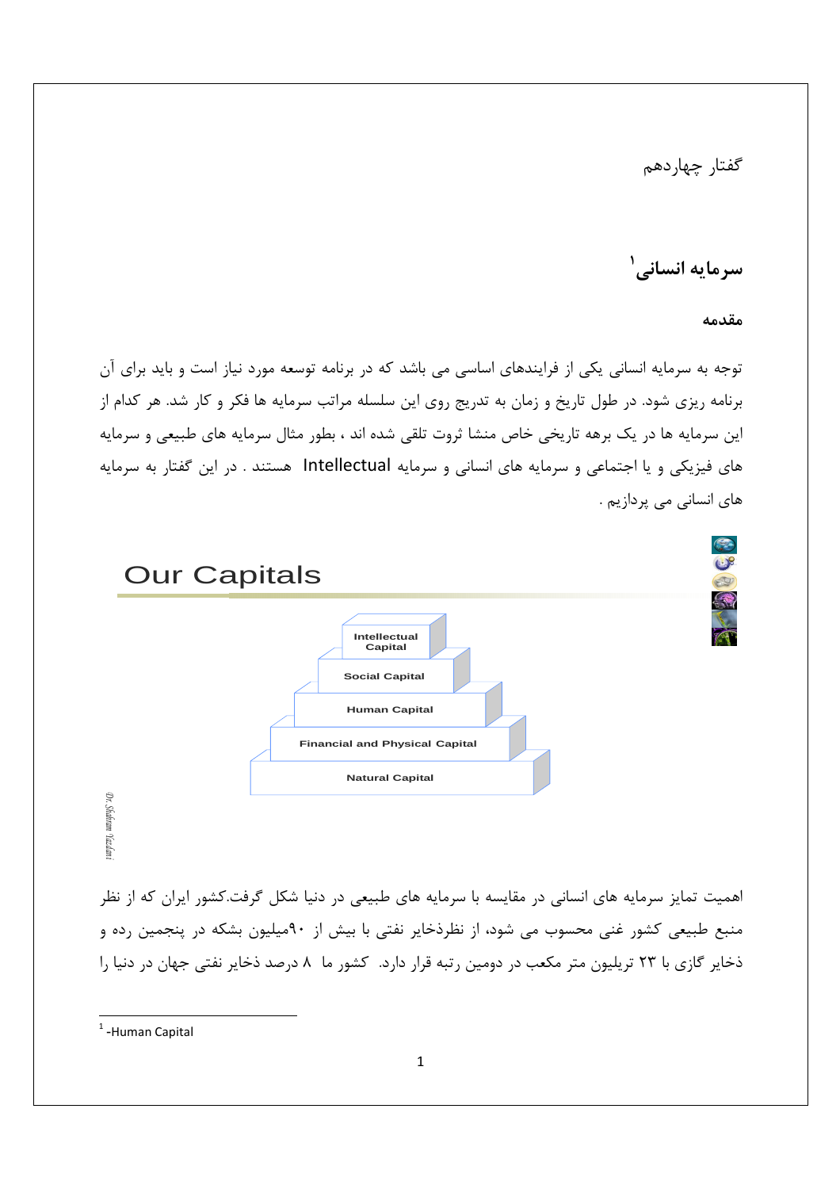گفتار چهاردهم

## سرمایه انسانی[1]

### مقدمه

توجه به سرمایه انسانی یکی از فرایندهای اساسی می باشد که در برنامه توسعه مورد نیاز است و باید برای آن برنامه ریزی شود. در طول تاریخ و زمان به تدریج روی این سلسله مراتب سرمایه ها فکر و کار شد. هر کدام از این سرمایه ها در یک برهه تاریخی خاص منشا ثروت تلقی شده اند ، بطور مثال سرمایه های طبیعی و سرمایه های فیزیکی و یا اجتماعی و سرمایه های انسانی و سرمایه Intellectual هستند . در این گفتار به سرمایه های انسانی می پردازیم .

Our Capitals

- Intellectual Capital
- Social Capital
- Human Capital
- Financial and Physical Capital
- Natural Capital

اهمیت تمایز سرمایه های انسانی در مقایسه با سرمایه های طبیعی در دنیا شکل گرفت.کشور ایران که از نظر منبع طبیعی کشور غنی محسوب می شود، از نظرذخایر نفتی با بیش از ۹۰میلیون بشکه در پنجمین رده و ذخایر گازی با ۲۳ تریلیون متر مکعب در دومین رتبه قرار دارد. کشور ما ۸ درصد ذخایر نفتی جهان در دنیا را

---

[1] -Human Capital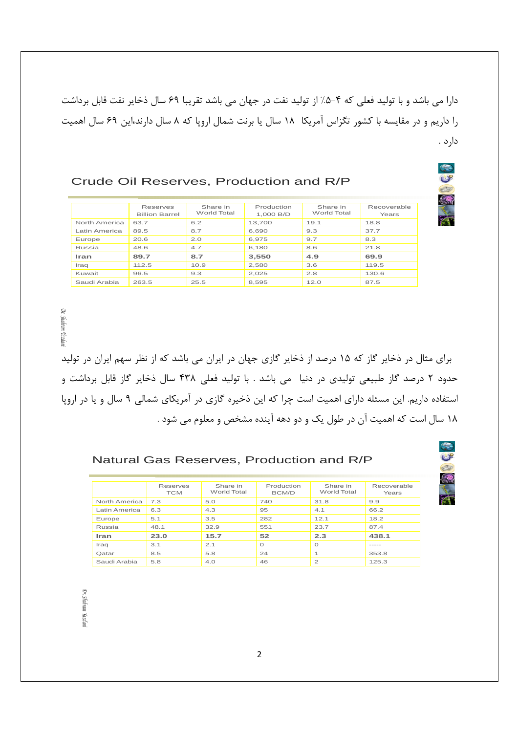دارا می باشد و با تولید فعلی که ۴-۵٪ از تولید نفت در جهان می باشد تقریبا ۶۹ سال ذخایر نفت قابل برداشت را داریم و در مقایسه با کشور تگزاس آمریکا ۱۸ سال یا برنت شمال اروپا که ۸ سال دارند،این ۶۹ سال اهمیت دارد .

## Crude Oil Reserves, Production and R/P

| | Reserves Billion Barrel | Share in World Total | Production 1,000 B/D | Share in World Total | Recoverable Years |
|---|---|---|---|---|---|
| North America | 63.7 | 6.2 | 13,700 | 19.1 | 18.8 |
| Latin America | 89.5 | 8.7 | 6,690 | 9.3 | 37.7 |
| Europe | 20.6 | 2.0 | 6,975 | 9.7 | 8.3 |
| Russia | 48.6 | 4.7 | 6,180 | 8.6 | 21.8 |
| **Iran** | **89.7** | **8.7** | **3,550** | **4.9** | **69.9** |
| Iraq | 112.5 | 10.9 | 2,580 | 3.6 | 119.5 |
| Kuwait | 96.5 | 9.3 | 2,025 | 2.8 | 130.6 |
| Saudi Arabia | 263.5 | 25.5 | 8,595 | 12.0 | 87.5 |

برای مثال در ذخایر گاز که ۱۵ درصد از ذخایر گازی جهان در ایران می باشد که از نظر سهم ایران در تولید حدود ۲ درصد گاز طبیعی تولیدی در دنیا می باشد . با تولید فعلی ۴۳۸ سال ذخایر گاز قابل برداشت و استفاده داریم. این مسئله دارای اهمیت است چرا که این ذخیره گازی در آمریکای شمالی ۹ سال و یا در اروپا ۱۸ سال است که اهمیت آن در طول یک و دو دهه آینده مشخص و معلوم می شود .

## Natural Gas Reserves, Production and R/P

| | Reserves TCM | Share in World Total | Production BCM/D | Share in World Total | Recoverable Years |
|---|---|---|---|---|---|
| North America | 7.3 | 5.0 | 740 | 31.8 | 9.9 |
| Latin America | 6.3 | 4.3 | 95 | 4.1 | 66.2 |
| Europe | 5.1 | 3.5 | 282 | 12.1 | 18.2 |
| Russia | 48.1 | 32.9 | 551 | 23.7 | 87.4 |
| **Iran** | **23.0** | **15.7** | **52** | **2.3** | **438.1** |
| Iraq | 3.1 | 2.1 | 0 | 0 | ----- |
| Qatar | 8.5 | 5.8 | 24 | 1 | 353.8 |
| Saudi Arabia | 5.8 | 4.0 | 46 | 2 | 125.3 |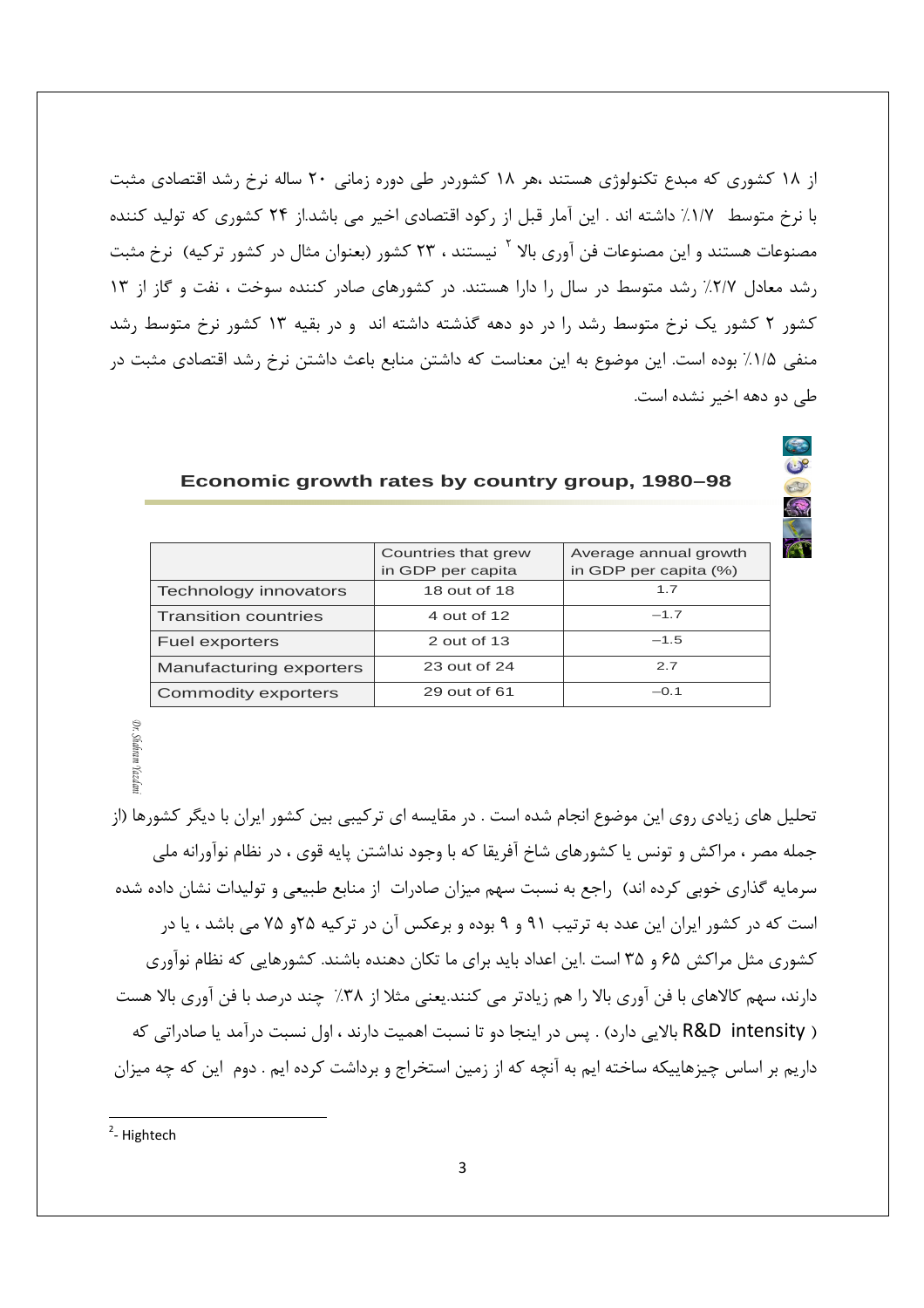از ۱۸ کشوری که مبدع تکنولوژی هستند ،هر ۱۸ کشوردر طی دوره زمانی ۲۰ ساله نرخ رشد اقتصادی مثبت با نرخ متوسط ۱/۷٪ داشته اند . این آمار قبل از رکود اقتصادی اخیر می باشد.از ۲۴ کشوری که تولید کننده مصنوعات هستند و این مصنوعات فن آوری بالا [2] نیستند ، ۲۳ کشور (بعنوان مثال در کشور ترکیه) نرخ مثبت رشد معادل ۲/۷٪ رشد متوسط در سال را دارا هستند. در کشورهای صادر کننده سوخت ، نفت و گاز از ۱۳ کشور ۲ کشور یک نرخ متوسط رشد را در دو دهه گذشته داشته اند و در بقیه ۱۳ کشور نرخ متوسط رشد منفی ۱/۵٪ بوده است. این موضوع به این معناست که داشتن منابع باعث داشتن نرخ رشد اقتصادی مثبت در طی دو دهه اخیر نشده است.

**Economic growth rates by country group, 1980–98**

| | Countries that grew in GDP per capita | Average annual growth in GDP per capita (%) |
|---|---|---|
| Technology innovators | 18 out of 18 | 1.7 |
| Transition countries | 4 out of 12 | –1.7 |
| Fuel exporters | 2 out of 13 | –1.5 |
| Manufacturing exporters | 23 out of 24 | 2.7 |
| Commodity exporters | 29 out of 61 | –0.1 |

Dr. Shahram Yazdani

تحلیل های زیادی روی این موضوع انجام شده است . در مقایسه ای ترکیبی بین کشور ایران با دیگر کشورها (از جمله مصر ، مراکش و تونس یا کشورهای شاخ آفریقا که با وجود نداشتن پایه قوی ، در نظام نوآورانه ملی سرمایه گذاری خوبی کرده اند) راجع به نسبت سهم میزان صادرات از منابع طبیعی و تولیدات نشان داده شده است که در کشور ایران این عدد به ترتیب ۹۱ و ۹ بوده و برعکس آن در ترکیه ۲۵و ۷۵ می باشد ، یا در کشوری مثل مراکش ۶۵ و ۳۵ است .این اعداد باید برای ما تکان دهنده باشند. کشورهایی که نظام نوآوری دارند، سهم کالاهای با فن آوری بالا را هم زیادتر می کنند.یعنی مثلا از ۳۸٪ چند درصد با فن آوری بالا هست ( R&D intensity بالایی دارد) . پس در اینجا دو تا نسبت اهمیت دارند ، اول نسبت درآمد یا صادراتی که داریم بر اساس چیزهاییکه ساخته ایم به آنچه که از زمین استخراج و برداشت کرده ایم . دوم این که چه میزان

---

[2]- Hightech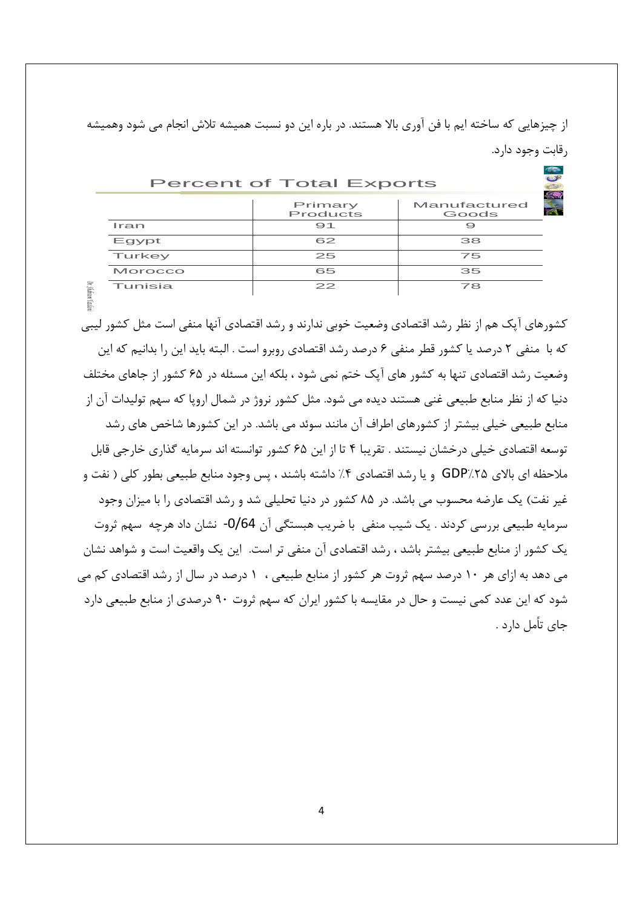از چیزهایی که ساخته ایم با فن آوری بالا هستند. در باره این دو نسبت همیشه تلاش انجام می شود وهمیشه رقابت وجود دارد.

**Percent of Total Exports**

| | Primary Products | Manufactured Goods |
|---|---|---|
| Iran | 91 | 9 |
| Egypt | 62 | 38 |
| Turkey | 25 | 75 |
| Morocco | 65 | 35 |
| Tunisia | 22 | 78 |

کشورهای آپک هم از نظر رشد اقتصادی وضعیت خوبی ندارند و رشد اقتصادی آنها منفی است مثل کشور لیبی که با منفی ۲ درصد یا کشور قطر منفی ۶ درصد رشد اقتصادی روبرو است . البته باید این را بدانیم که این وضعیت رشد اقتصادی تنها به کشور های آپک ختم نمی شود ، بلکه این مسئله در ۶۵ کشور از جاهای مختلف دنیا که از نظر منابع طبیعی غنی هستند دیده می شود. مثل کشور نروژ در شمال اروپا که سهم تولیدات آن از منابع طبیعی خیلی بیشتر از کشورهای اطراف آن مانند سوئد می باشد. در این کشورها شاخص های رشد توسعه اقتصادی خیلی درخشان نیستند . تقریبا ۴ تا از این ۶۵ کشور توانسته اند سرمایه گذاری خارجی قابل ملاحظه ای بالای ۲۵٪GDP و یا رشد اقتصادی ۴٪ داشته باشند ، پس وجود منابع طبیعی بطور کلی ( نفت و غیر نفت) یک عارضه محسوب می باشد. در ۸۵ کشور در دنیا تحلیلی شد و رشد اقتصادی را با میزان وجود سرمایه طبیعی بررسی کردند . یک شیب منفی با ضریب هبستگی آن 0/64- نشان داد هرچه سهم ثروت یک کشور از منابع طبیعی بیشتر باشد ، رشد اقتصادی آن منفی تر است. این یک واقعیت است و شواهد نشان می دهد به ازای هر ۱۰ درصد سهم ثروت هر کشور از منابع طبیعی ، ۱ درصد در سال از رشد اقتصادی کم می شود که این عدد کمی نیست و حال در مقایسه با کشور ایران که سهم ثروت ۹۰ درصدی از منابع طبیعی دارد جای تأمل دارد .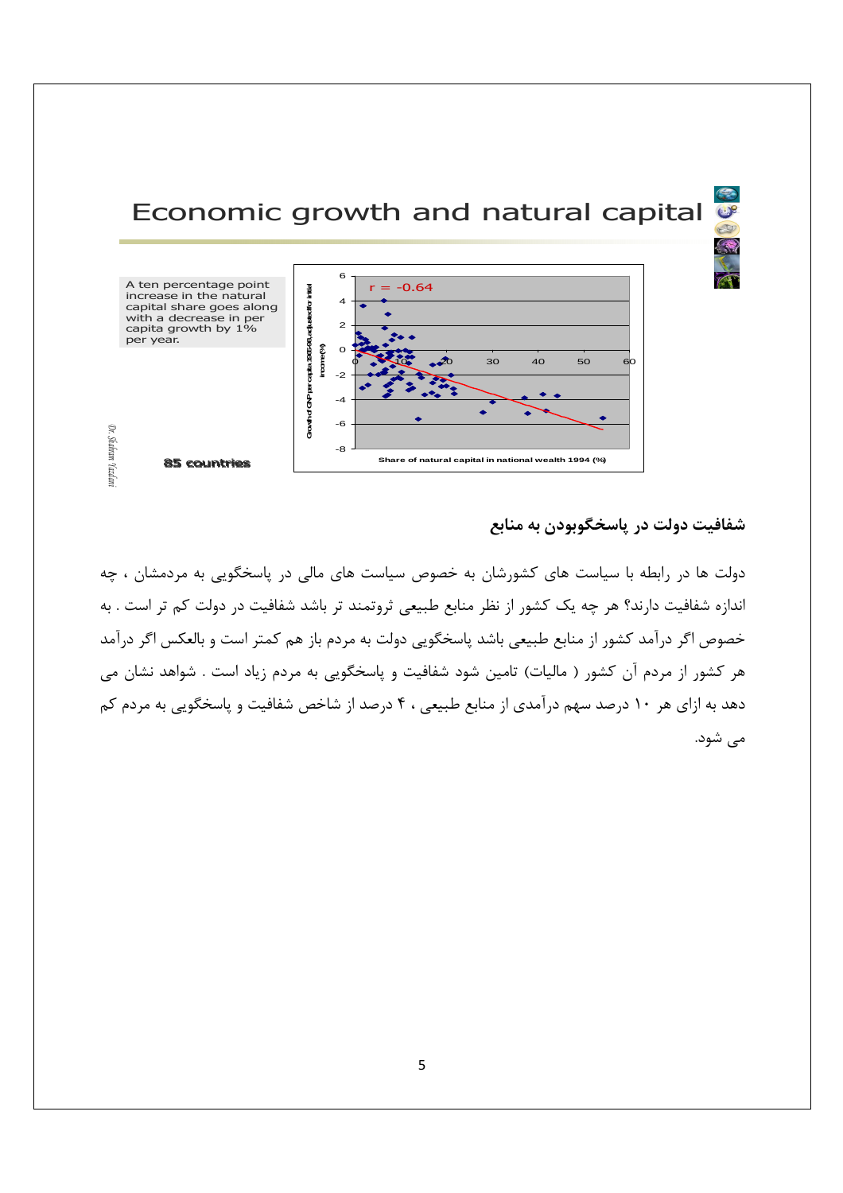# Economic growth and natural capital

A ten percentage point increase in the natural capital share goes along with a decrease in per capita growth by 1% per year.

85 countries

r = -0.64

Growth of GNP per capita 1965-98, adjusted for initial income (%)

Share of natural capital in national wealth 1994 (%)

## شفافیت دولت در پاسخگوبودن به منابع

دولت ها در رابطه با سیاست های کشورشان به خصوص سیاست های مالی در پاسخگویی به مردمشان ، چه اندازه شفافیت دارند؟ هر چه یک کشور از نظر منابع طبیعی ثروتمند تر باشد شفافیت در دولت کم تر است . به خصوص اگر درآمد کشور از منابع طبیعی باشد پاسخگویی دولت به مردم باز هم کمتر است و بالعکس اگر درآمد هر کشور از مردم آن کشور ( مالیات) تامین شود شفافیت و پاسخگویی به مردم زیاد است . شواهد نشان می دهد به ازای هر ۱۰ درصد سهم درآمدی از منابع طبیعی ، ۴ درصد از شاخص شفافیت و پاسخگویی به مردم کم می شود.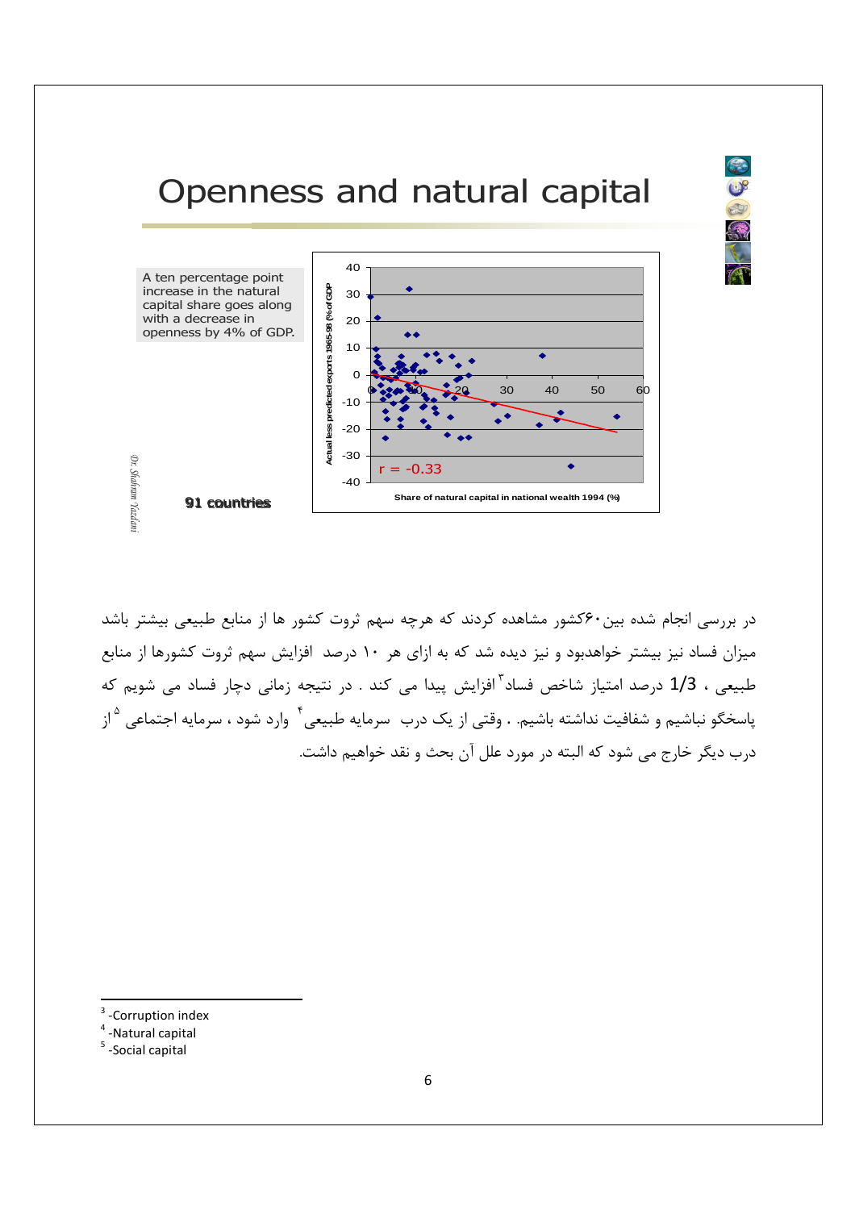# Openness and natural capital

A ten percentage point increase in the natural capital share goes along with a decrease in openness by 4% of GDP.

91 countries

r = -0.33

Actual less predicted exports 1965-98 (% of GDP)

Share of natural capital in national wealth 1994 (%)

Dr. Shahram Yazdani

در بررسی انجام شده بین۶۰کشور مشاهده کردند که هرچه سهم ثروت کشور ها از منابع طبیعی بیشتر باشد میزان فساد نیز بیشتر خواهدبود و نیز دیده شد که به ازای هر ۱۰ درصد افزایش سهم ثروت کشورها از منابع طبیعی ، 1/3 درصد امتیاز شاخص فساد[3] افزایش پیدا می کند . در نتیجه زمانی دچار فساد می شویم که پاسخگو نباشیم و شفافیت نداشته باشیم. . وقتی از یک درب سرمایه طبیعی[4] وارد شود ، سرمایه اجتماعی[5] از درب دیگر خارج می شود که البته در مورد علل آن بحث و نقد خواهیم داشت.

---

[3] -Corruption index

[4] -Natural capital

[5] -Social capital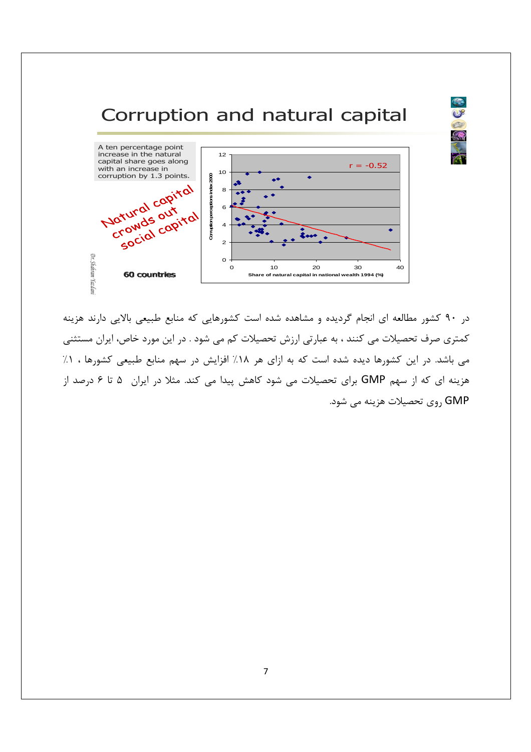## Corruption and natural capital

A ten percentage point increase in the natural capital share goes along with an increase in corruption by 1.3 points.

Natural capital crowds out social capital

60 countries

r = -0.52

Corruption perceptions index 2000

Share of natural capital in national wealth 1994 (%)

Dr. Shahram Yazdani

در ۹۰ کشور مطالعه ای انجام گردیده و مشاهده شده است کشورهایی که منابع طبیعی بالایی دارند هزینه کمتری صرف تحصیلات می کنند ، به عبارتی ارزش تحصیلات کم می شود . در این مورد خاص، ایران مستثنی می باشد. در این کشورها دیده شده است که به ازای هر ۱۸٪ افزایش در سهم منابع طبیعی کشورها ، ۱٪ هزینه ای که از سهم GMP برای تحصیلات می شود کاهش پیدا می کند. مثلا در ایران ۵ تا ۶ درصد از GMP روی تحصیلات هزینه می شود.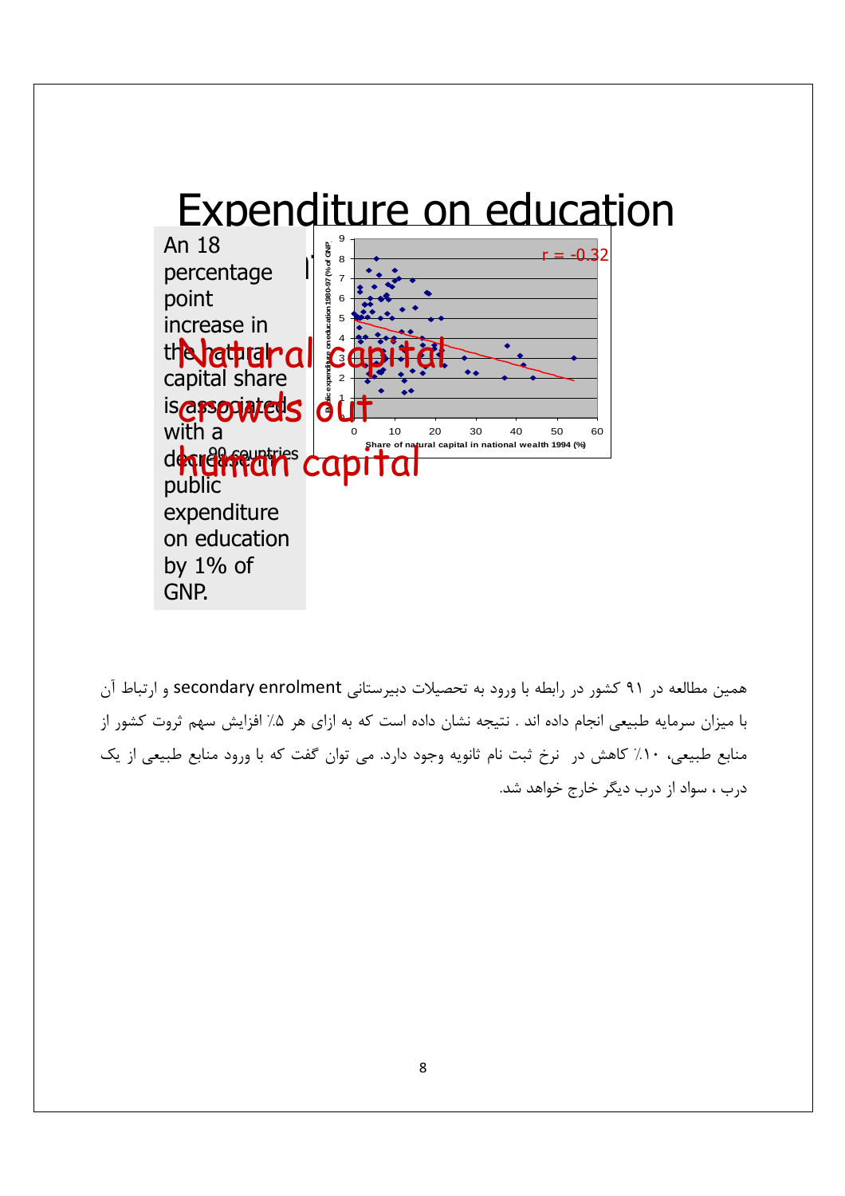# Expenditure on education

An 18 percentage point increase in the natural capital share is associated with a decrease in public expenditure on education by 1% of GNP.

Natural capital crowds out human capital

90 countries

r = -0.32

Public expenditure on education 1980-97 (% of GNP)

Share of natural capital in national wealth 1994 (%)

همین مطالعه در ۹۱ کشور در رابطه با ورود به تحصیلات دبیرستانی secondary enrolment و ارتباط آن با میزان سرمایه طبیعی انجام داده اند . نتیجه نشان داده است که به ازای هر ۵٪ افزایش سهم ثروت کشور از منابع طبیعی، ۱۰٪ کاهش در نرخ ثبت نام ثانویه وجود دارد. می توان گفت که با ورود منابع طبیعی از یک درب ، سواد از درب دیگر خارج خواهد شد.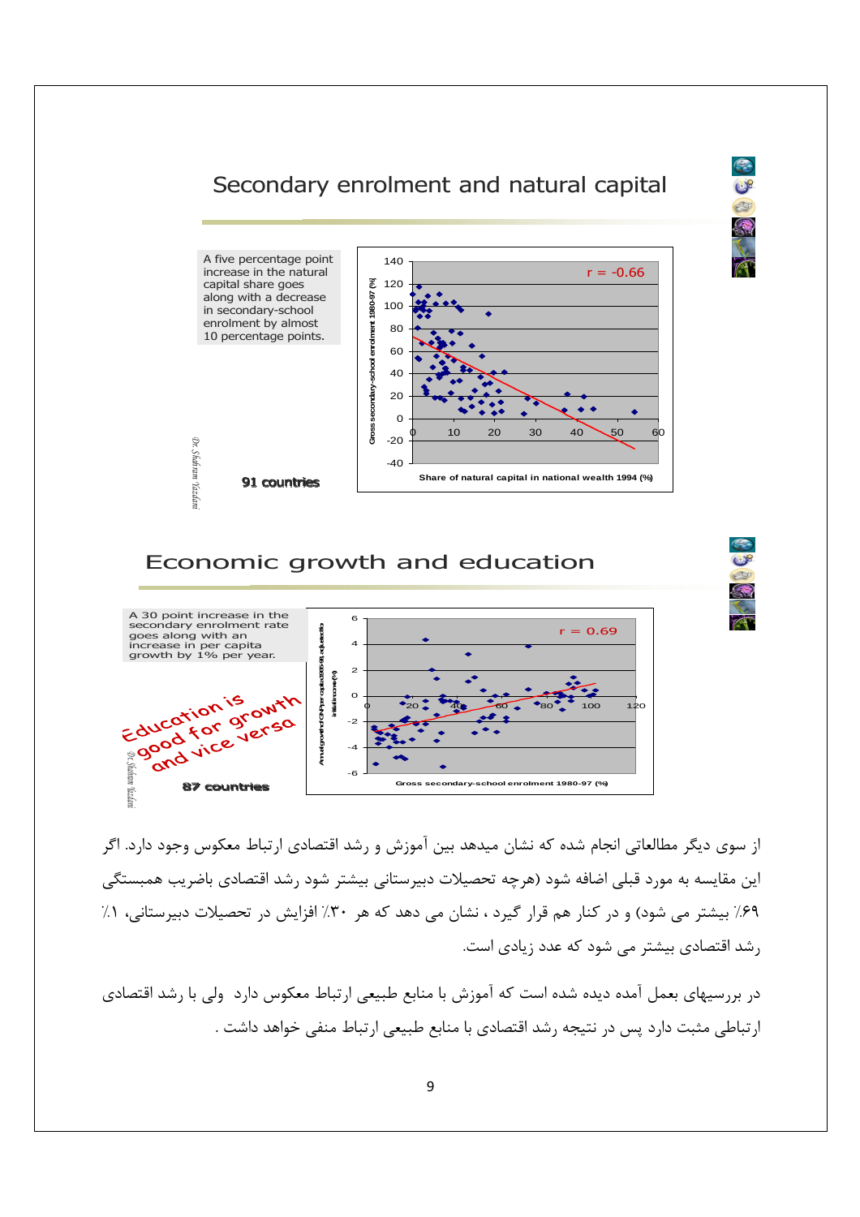## Secondary enrolment and natural capital

A five percentage point increase in the natural capital share goes along with a decrease in secondary-school enrolment by almost 10 percentage points.

91 countries

r = -0.66

Gross secondary-school enrolment 1980-97 (%)

Share of natural capital in national wealth 1994 (%)

## Economic growth and education

A 30 point increase in the secondary enrolment rate goes along with an increase in per capita growth by 1% per year.

Education is good for growth and vice versa

87 countries

r = 0.69

Gross secondary-school enrolment 1980-97 (%)

از سوی دیگر مطالعاتی انجام شده که نشان میدهد بین آموزش و رشد اقتصادی ارتباط معکوس وجود دارد. اگر این مقایسه به مورد قبلی اضافه شود (هرچه تحصیلات دبیرستانی بیشتر شود رشد اقتصادی باضریب همبستگی ۶۹٪ بیشتر می شود) و در کنار هم قرار گیرد ، نشان می دهد که هر ۳۰٪ افزایش در تحصیلات دبیرستانی، ۱٪ رشد اقتصادی بیشتر می شود که عدد زیادی است.

در بررسیهای بعمل آمده دیده شده است که آموزش با منابع طبیعی ارتباط معکوس دارد ولی با رشد اقتصادی ارتباطی مثبت دارد پس در نتیجه رشد اقتصادی با منابع طبیعی ارتباط منفی خواهد داشت .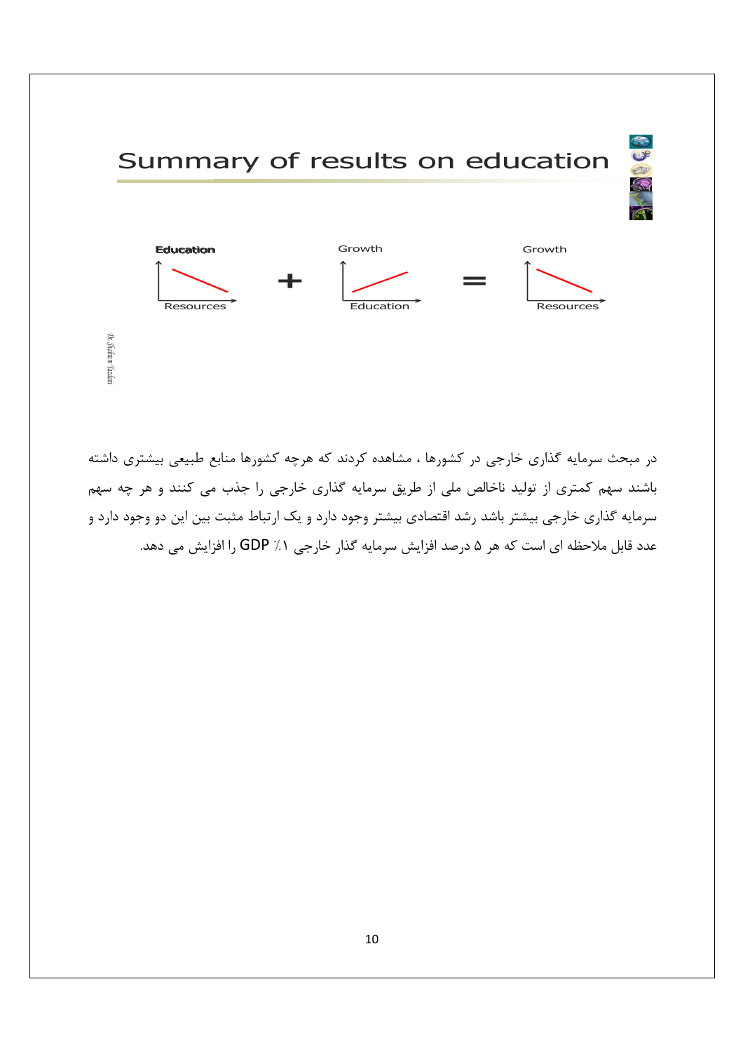## Summary of results on education

Education / Resources + Growth / Education = Growth / Resources

در مبحث سرمایه گذاری خارجی در کشورها ، مشاهده کردند که هرچه کشورها منابع طبیعی بیشتری داشته باشند سهم کمتری از تولید ناخالص ملی از طریق سرمایه گذاری خارجی را جذب می کنند و هر چه سهم سرمایه گذاری خارجی بیشتر باشد رشد اقتصادی بیشتر وجود دارد و یک ارتباط مثبت بین این دو وجود دارد و عدد قابل ملاحظه ای است که هر ۵ درصد افزایش سرمایه گذار خارجی ۱٪ GDP را افزایش می دهد.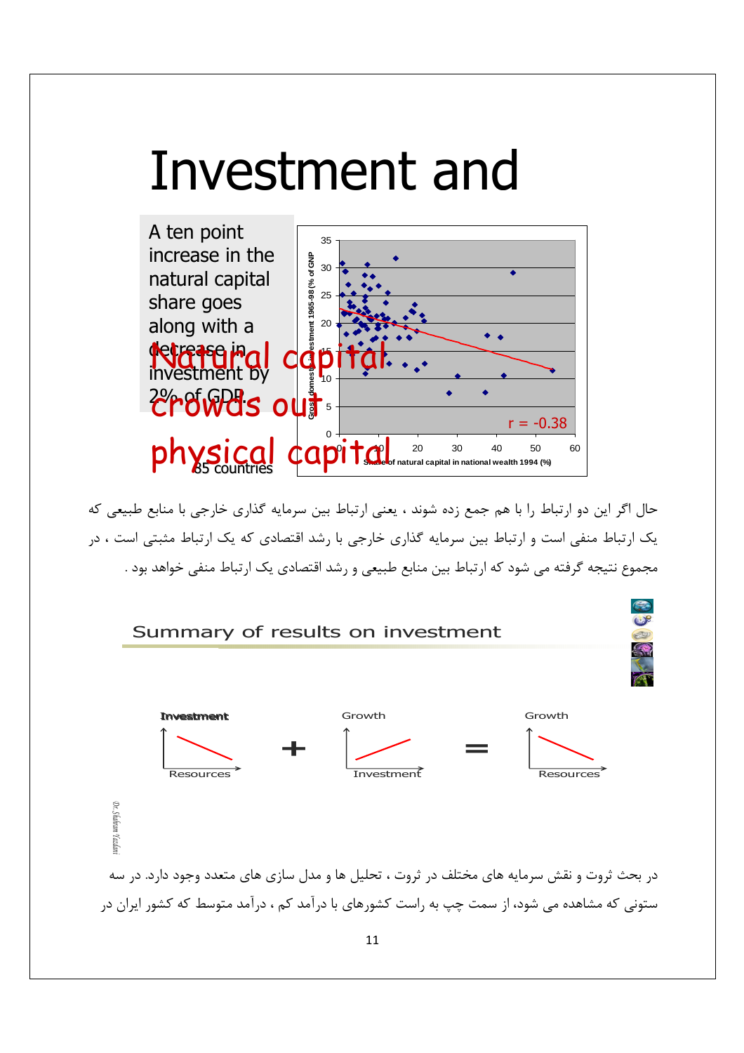# Investment and

A ten point increase in the natural capital share goes along with a decrease in investment by 2% of GDP.

Natural capital crowds out physical capital

85 countries

Gross domestic investment 1965-98 (% of GNP)

Share of natural capital in national wealth 1994 (%)

r = -0.38

حال اگر این دو ارتباط را با هم جمع زده شوند ، یعنی ارتباط بین سرمایه گذاری خارجی با منابع طبیعی که یک ارتباط منفی است و ارتباط بین سرمایه گذاری خارجی با رشد اقتصادی که یک ارتباط مثبتی است ، در مجموع نتیجه گرفته می شود که ارتباط بین منابع طبیعی و رشد اقتصادی یک ارتباط منفی خواهد بود .

## Summary of results on investment

Investment / Resources + Growth / Investment = Growth / Resources

در بحث ثروت و نقش سرمایه های مختلف در ثروت ، تحلیل ها و مدل سازی های متعدد وجود دارد. در سه ستونی که مشاهده می شود، از سمت چپ به راست کشورهای با درآمد کم ، درآمد متوسط که کشور ایران در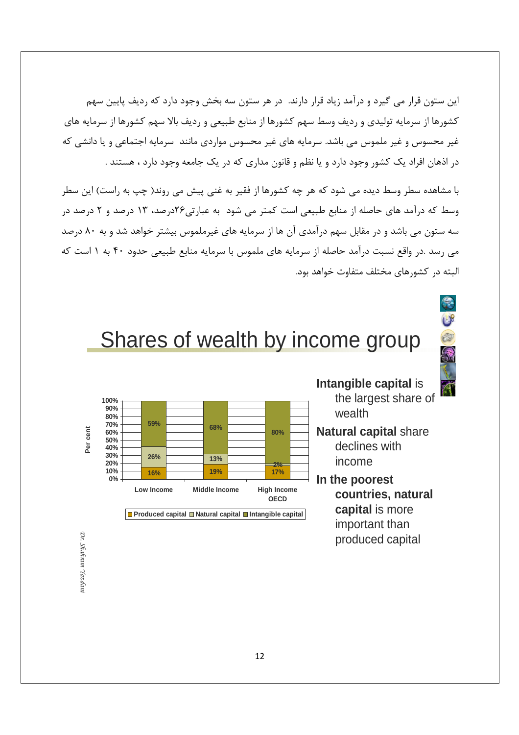این ستون قرار می گیرد و درآمد زیاد قرار دارند. در هر ستون سه بخش وجود دارد که ردیف پایین سهم کشورها از سرمایه تولیدی و ردیف وسط سهم کشورها از منابع طبیعی و ردیف بالا سهم کشورها از سرمایه های غیر محسوس و غیر ملموس می باشد. سرمایه های غیر محسوس مواردی مانند سرمایه اجتماعی و یا دانشی که در اذهان افراد یک کشور وجود دارد و یا نظم و قانون مداری که در یک جامعه وجود دارد ، هستند .

با مشاهده سطر وسط دیده می شود که هر چه کشورها از فقیر به غنی پیش می روند( چپ به راست) این سطر وسط که درآمد های حاصله از منابع طبیعی است کمتر می شود به عبارتی۲۶درصد، ۱۳ درصد و ۲ درصد در سه ستون می باشد و در مقابل سهم درآمدی آن ها از سرمایه های غیرملموس بیشتر خواهد شد و به ۸۰ درصد می رسد .در واقع نسبت درآمد حاصله از سرمایه های ملموس با سرمایه منابع طبیعی حدود ۴۰ به ۱ است که البته در کشورهای مختلف متفاوت خواهد بود.

# Shares of wealth by income group

| | Low Income | Middle Income | High Income OECD |
|---|---|---|---|
| Produced capital | 16% | 19% | 17% |
| Natural capital | 26% | 13% | 2% |
| Intangible capital | 59% | 68% | 80% |

- **Intangible capital** is the largest share of wealth
- **Natural capital** share declines with income
- **In the poorest countries, natural capital** is more important than produced capital

*Dr. Shahram Yazdani*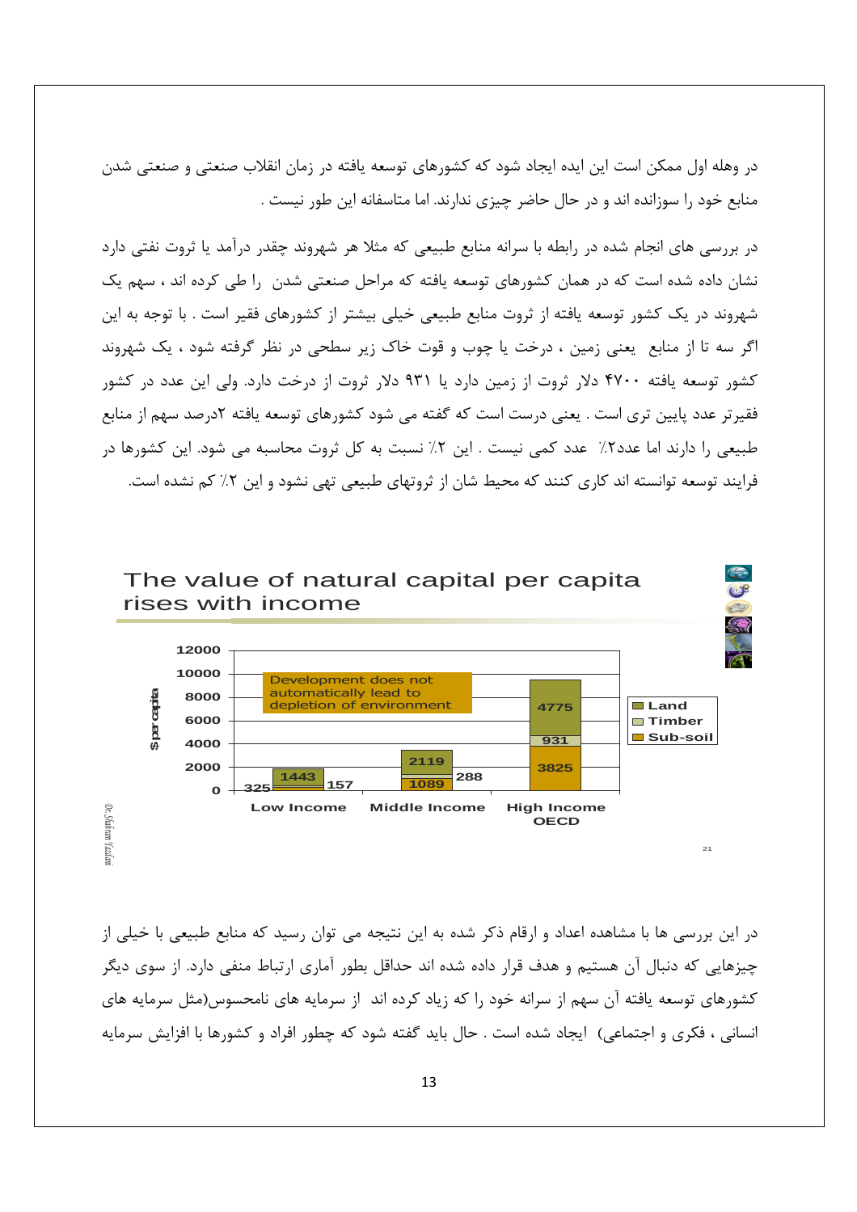در وهله اول ممکن است این ایده ایجاد شود که کشورهای توسعه یافته در زمان انقلاب صنعتی و صنعتی شدن منابع خود را سوزانده اند و در حال حاضر چیزی ندارند. اما متاسفانه این طور نیست .

در بررسی های انجام شده در رابطه با سرانه منابع طبیعی که مثلا هر شهروند چقدر درآمد یا ثروت نفتی دارد نشان داده شده است که در همان کشورهای توسعه یافته که مراحل صنعتی شدن را طی کرده اند ، سهم یک شهروند در یک کشور توسعه یافته از ثروت منابع طبیعی خیلی بیشتر از کشورهای فقیر است . با توجه به این اگر سه تا از منابع یعنی زمین ، درخت یا چوب و قوت خاک زیر سطحی در نظر گرفته شود ، یک شهروند کشور توسعه یافته ۴۷۰۰ دلار ثروت از زمین دارد یا ۹۳۱ دلار ثروت از درخت دارد. ولی این عدد در کشور فقیرتر عدد پایین تری است . یعنی درست است که گفته می شود کشورهای توسعه یافته ۲درصد سهم از منابع طبیعی را دارند اما عدد۲٪ عدد کمی نیست . این ۲٪ نسبت به کل ثروت محاسبه می شود. این کشورها در فرایند توسعه توانسته اند کاری کنند که محیط شان از ثروتهای طبیعی تهی نشود و این ۲٪ کم نشده است.

**The value of natural capital per capita rises with income**

| $ per capita | Low Income | Middle Income | High Income OECD |
|---|---|---|---|
| Land | 1443 | 2119 | 4775 |
| Timber | 157 | 288 | 931 |
| Sub-soil | 325 | 1089 | 3825 |

Development does not automatically lead to depletion of environment

در این بررسی ها با مشاهده اعداد و ارقام ذکر شده به این نتیجه می توان رسید که منابع طبیعی با خیلی از چیزهایی که دنبال آن هستیم و هدف قرار داده شده اند حداقل بطور آماری ارتباط منفی دارد. از سوی دیگر کشورهای توسعه یافته آن سهم از سرانه خود را که زیاد کرده اند از سرمایه های نامحسوس(مثل سرمایه های انسانی ، فکری و اجتماعی) ایجاد شده است . حال باید گفته شود که چطور افراد و کشورها با افزایش سرمایه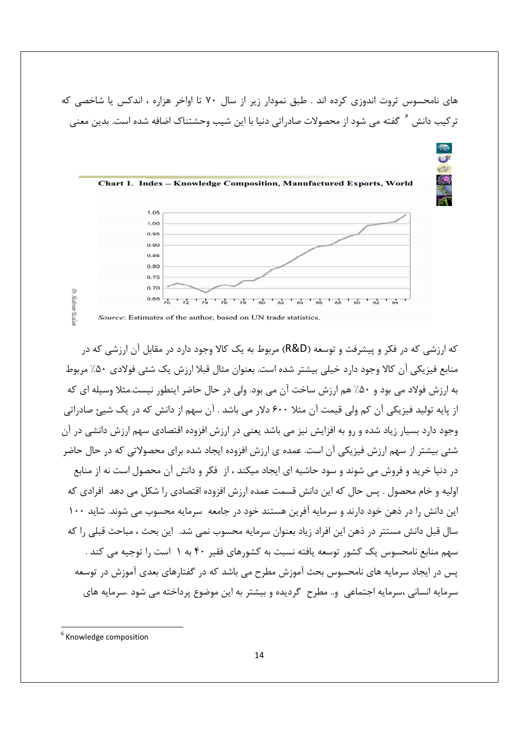های نامحسوس ثروت اندوزی کرده اند . طبق نمودار زیر از سال ۷۰ تا اواخر هزاره ، اندکس یا شاخصی که ترکیب دانش [۶] گفته می شود از محصولات صادراتی دنیا با این شیب وحشتناک اضافه شده است. بدین معنی

**Chart 1. Index – Knowledge Composition, Manufactured Exports, World**

*Source*: Estimates of the author, based on UN trade statistics.

که ارزشی که در فکر و پیشرفت و توسعه (R&D) مربوط به یک کالا وجود دارد در مقابل آن ارزشی که در منابع فیزیکی آن کالا وجود دارد خیلی بیشتر شده است. بعنوان مثال قبلا ارزش یک شئی فولادی ۵۰٪ مربوط به ارزش فولاد می بود و ۵۰٪ هم ارزش ساخت آن می بود. ولی در حال حاضر اینطور نیست.مثلا وسیله ای که از پایه تولید فیزیکی آن کم ولی قیمت آن مثلا ۶۰۰ دلار می باشد . آن سهم از دانش که در یک شیئ صادراتی وجود دارد بسیار زیاد شده و رو به افزایش نیز می باشد یعنی در ارزش افزوده اقتصادی سهم ارزش دانشی در آن شئی بیشتر از سهم ارزش فیزیکی آن است. عمده ی ارزش افزوده ایجاد شده برای محصولاتی که در حال حاضر در دنیا خرید و فروش می شوند و سود حاشیه ای ایجاد میکند ، از فکر و دانش آن محصول است نه از منابع اولیه و خام محصول . پس حال که این دانش قسمت عمده ارزش افزوده اقتصادی را شکل می دهد افرادی که این دانش را در ذهن خود دارند و سرمایه آفرین هستند خود در جامعه سرمایه محسوب می شوند. شاید ۱۰۰ سال قبل دانش مستتر در ذهن این افراد زیاد بعنوان سرمایه محسوب نمی شد. این بحث ، مباحث قبلی را که سهم منابع نامحسوس یک کشور توسعه یافته نسبت به کشورهای فقیر ۴۰ به ۱ است را توجیه می کند .
پس در ایجاد سرمایه های نامحسوس بحث آموزش مطرح می باشد که در گفتارهای بعدی آموزش در توسعه سرمایه انسانی ،سرمایه اجتماعی و.. مطرح گردیده و بیشتر به این موضوع پرداخته می شود .سرمایه های

---

[6] Knowledge composition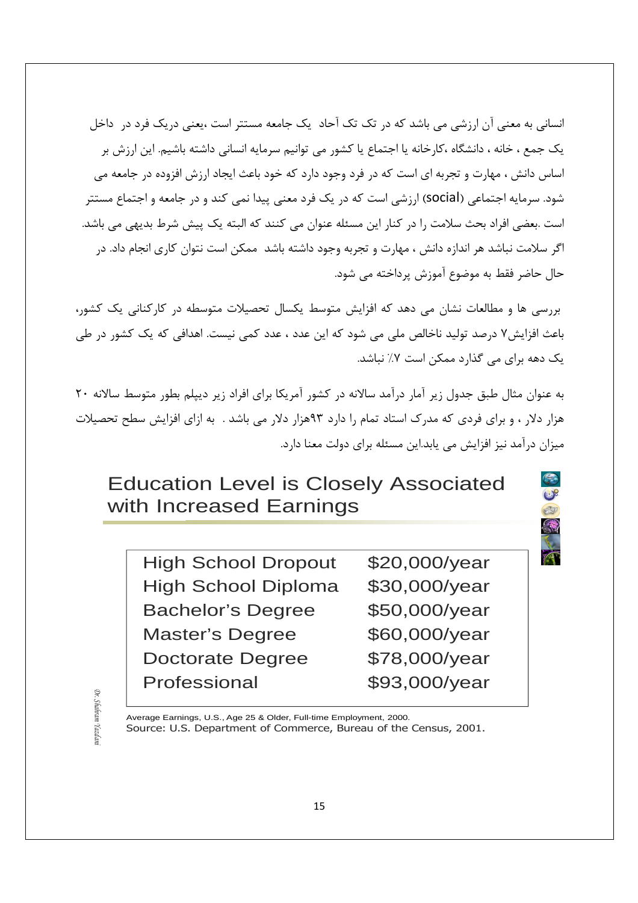انسانی به معنی آن ارزشی می باشد که در تک تک آحاد یک جامعه مستتر است ،یعنی دریک فرد در داخل یک جمع ، خانه ، دانشگاه ،کارخانه یا اجتماع یا کشور می توانیم سرمایه انسانی داشته باشیم. این ارزش بر اساس دانش ، مهارت و تجربه ای است که در فرد وجود دارد که خود باعث ایجاد ارزش افزوده در جامعه می شود. سرمایه اجتماعی (social) ارزشی است که در یک فرد معنی پیدا نمی کند و در جامعه و اجتماع مستتر است .بعضی افراد بحث سلامت را در کنار این مسئله عنوان می کنند که البته یک پیش شرط بدیهی می باشد. اگر سلامت نباشد هر اندازه دانش ، مهارت و تجربه وجود داشته باشد ممکن است نتوان کاری انجام داد. در حال حاضر فقط به موضوع آموزش پرداخته می شود.

بررسی ها و مطالعات نشان می دهد که افزایش متوسط یکسال تحصیلات متوسطه در کارکنانی یک کشور، باعث افزایش۷ درصد تولید ناخالص ملی می شود که این عدد ، عدد کمی نیست. اهدافی که یک کشور در طی یک دهه برای می گذارد ممکن است ۷٪ نباشد.

به عنوان مثال طبق جدول زیر آمار درآمد سالانه در کشور آمریکا برای افراد زیر دیپلم بطور متوسط سالانه ۲۰ هزار دلار ، و برای فردی که مدرک استاد تمام را دارد ۹۳هزار دلار می باشد . به ازای افزایش سطح تحصیلات میزان درآمد نیز افزایش می یابد.این مسئله برای دولت معنا دارد.

## Education Level is Closely Associated with Increased Earnings

| | |
|---|---|
| High School Dropout | \$20,000/year |
| High School Diploma | \$30,000/year |
| Bachelor's Degree | \$50,000/year |
| Master's Degree | \$60,000/year |
| Doctorate Degree | \$78,000/year |
| Professional | \$93,000/year |

Average Earnings, U.S., Age 25 & Older, Full-time Employment, 2000.
Source: U.S. Department of Commerce, Bureau of the Census, 2001.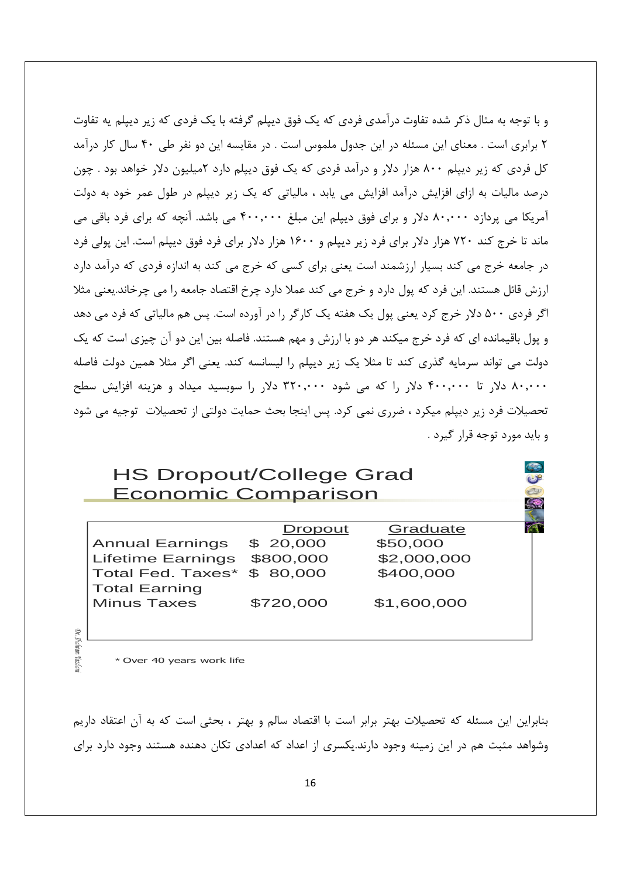و با توجه به مثال ذکر شده تفاوت درآمدی فردی که یک فوق دیپلم گرفته با یک فردی که زیر دیپلم یه تفاوت ۲ برابری است . معنای این مسئله در این جدول ملموس است . در مقایسه این دو نفر طی ۴۰ سال کار درآمد کل فردی که زیر دیپلم ۸۰۰ هزار دلار و درآمد فردی که یک فوق دیپلم دارد ۲میلیون دلار خواهد بود . چون درصد مالیات به ازای افزایش درآمد افزایش می یابد ، مالیاتی که یک زیر دیپلم در طول عمر خود به دولت آمریکا می پردازد ۸۰,۰۰۰ دلار و برای فوق دیپلم این مبلغ ۴۰۰,۰۰۰ می باشد. آنچه که برای فرد باقی می ماند تا خرج کند ۷۲۰ هزار دلار برای فرد زیر دیپلم و ۱۶۰۰ هزار دلار برای فرد فوق دیپلم است. این پولی فرد در جامعه خرج می کند بسیار ارزشمند است یعنی برای کسی که خرج می کند به اندازه فردی که درآمد دارد ارزش قائل هستند. این فرد که پول دارد و خرج می کند عملا دارد چرخ اقتصاد جامعه را می چرخاند.یعنی مثلا اگر فردی ۵۰۰ دلار خرج کرد یعنی پول یک هفته یک کارگر را در آورده است. پس هم مالیاتی که فرد می دهد و پول باقیمانده ای که فرد خرج میکند هر دو با ارزش و مهم هستند. فاصله بین این دو آن چیزی است که یک دولت می تواند سرمایه گذری کند تا مثلا یک زیر دیپلم را لیسانسه کند. یعنی اگر مثلا همین دولت فاصله ۸۰,۰۰۰ دلار تا ۴۰۰,۰۰۰ دلار را که می شود ۳۲۰,۰۰۰ دلار را سوبسید میداد و هزینه افزایش سطح تحصیلات فرد زیر دیپلم میکرد ، ضرری نمی کرد. پس اینجا بحث حمایت دولتی از تحصیلات توجیه می شود و باید مورد توجه قرار گیرد .

## HS Dropout/College Grad Economic Comparison

| | Dropout | Graduate |
|---|---|---|
| Annual Earnings | $ 20,000 | $50,000 |
| Lifetime Earnings | $800,000 | $2,000,000 |
| Total Fed. Taxes* | $ 80,000 | $400,000 |
| Total Earning Minus Taxes | $720,000 | $1,600,000 |

\* Over 40 years work life

بنابراین این مسئله که تحصیلات بهتر برابر است با اقتصاد سالم و بهتر ، بحثی است که به آن اعتقاد داریم وشواهد مثبت هم در این زمینه وجود دارند.یکسری از اعداد که اعدادی تکان دهنده هستند وجود دارد برای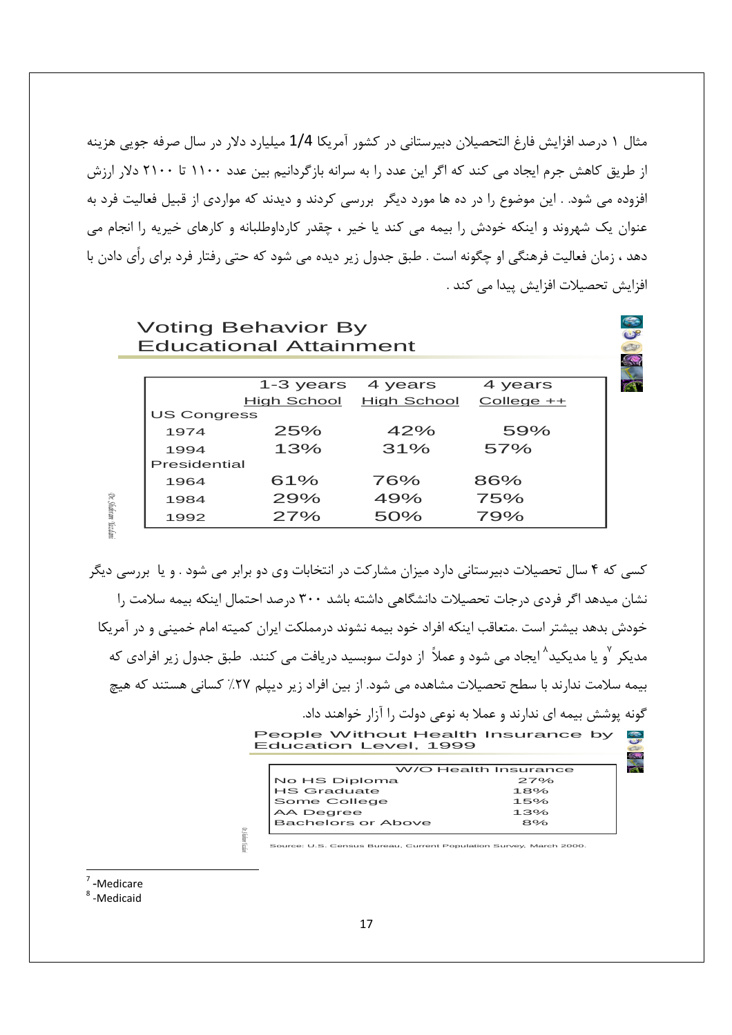مثال ۱ درصد افزایش فارغ التحصیلان دبیرستانی در کشور آمریکا 1/4 میلیارد دلار در سال صرفه جویی هزینه از طریق کاهش جرم ایجاد می کند که اگر این عدد را به سرانه بازگردانیم بین عدد ۱۱۰۰ تا ۲۱۰۰ دلار ارزش افزوده می شود. . این موضوع را در ده ها مورد دیگر بررسی کردند و دیدند که مواردی از قبیل فعالیت فرد به عنوان یک شهروند و اینکه خودش را بیمه می کند یا خیر ، چقدر کارداوطلبانه و کارهای خیریه را انجام می دهد ، زمان فعالیت فرهنگی او چگونه است . طبق جدول زیر دیده می شود که حتی رفتار فرد برای رأی دادن با افزایش تحصیلات افزایش پیدا می کند .

**Voting Behavior By Educational Attainment**

| | 1-3 years High School | 4 years High School | 4 years College ++ |
|---|---|---|---|
| US Congress | | | |
| 1974 | 25% | 42% | 59% |
| 1994 | 13% | 31% | 57% |
| Presidential | | | |
| 1964 | 61% | 76% | 86% |
| 1984 | 29% | 49% | 75% |
| 1992 | 27% | 50% | 79% |

کسی که ۴ سال تحصیلات دبیرستانی دارد میزان مشارکت در انتخابات وی دو برابر می شود . و یا بررسی دیگر نشان میدهد اگر فردی درجات تحصیلات دانشگاهی داشته باشد ۳۰۰ درصد احتمال اینکه بیمه سلامت را خودش بدهد بیشتر است .متعاقب اینکه افراد خود بیمه نشوند درمملکت ایران کمیته امام خمینی و در آمریکا مدیکر [7] و یا مدیکید [8] ایجاد می شود و عملاً از دولت سوبسید دریافت می کنند. طبق جدول زیر افرادی که بیمه سلامت ندارند با سطح تحصیلات مشاهده می شود. از بین افراد زیر دیپلم ۲۷٪ کسانی هستند که هیچ گونه پوشش بیمه ای ندارند و عملا به نوعی دولت را آزار خواهند داد.

**People Without Health Insurance by Education Level, 1999**

| | W/O Health Insurance |
|---|---|
| No HS Diploma | 27% |
| HS Graduate | 18% |
| Some College | 15% |
| AA Degree | 13% |
| Bachelors or Above | 8% |

Source: U.S. Census Bureau, Current Population Survey, March 2000.

---

[7] -Medicare

[8] -Medicaid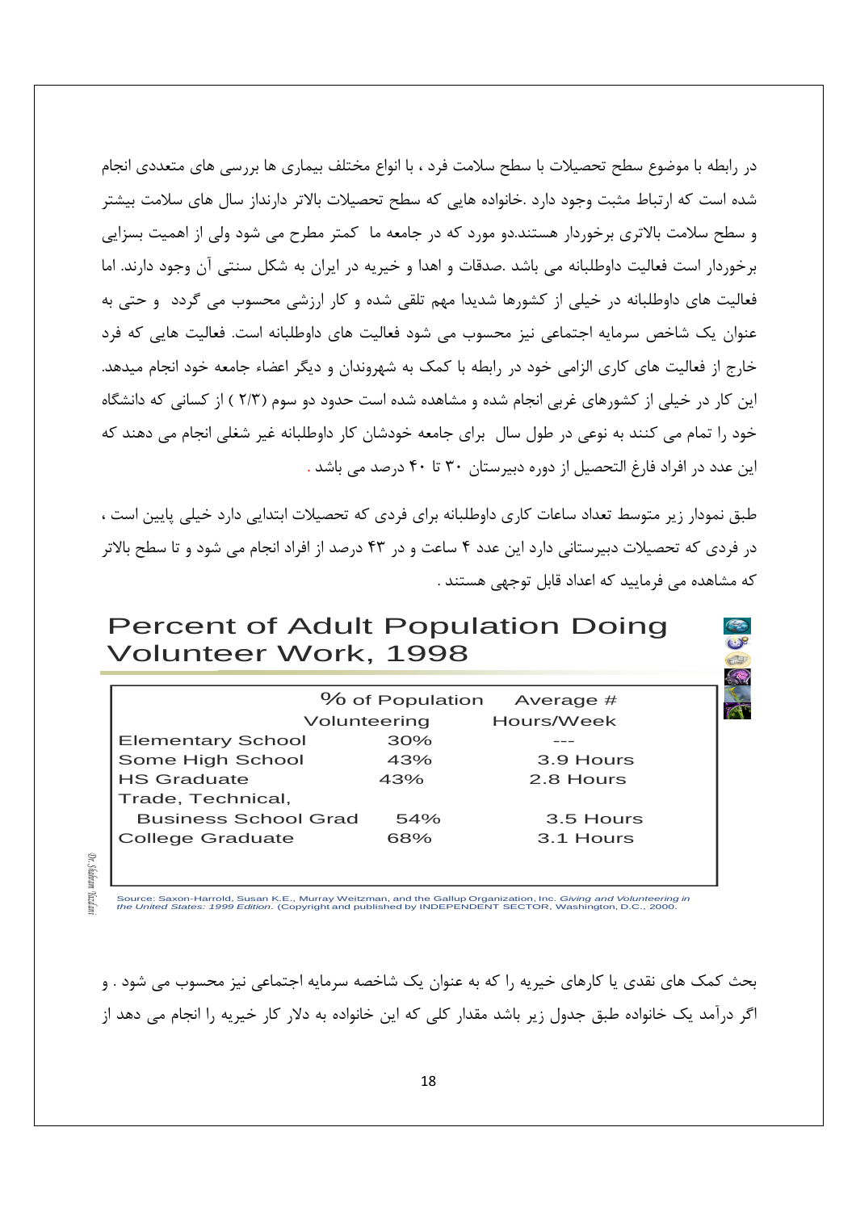در رابطه با موضوع سطح تحصیلات با سطح سلامت فرد ، با انواع مختلف بیماری ها بررسی های متعددی انجام شده است که ارتباط مثبت وجود دارد .خانواده هایی که سطح تحصیلات بالاتر دارنداز سال های سلامت بیشتر و سطح سلامت بالاتری برخوردار هستند.دو مورد که در جامعه ما کمتر مطرح می شود ولی از اهمیت بسزایی برخوردار است فعالیت داوطلبانه می باشد .صدقات و اهدا و خیریه در ایران به شکل سنتی آن وجود دارند. اما فعالیت های داوطلبانه در خیلی از کشورها شدیدا مهم تلقی شده و کار ارزشی محسوب می گردد و حتی به عنوان یک شاخص سرمایه اجتماعی نیز محسوب می شود فعالیت های داوطلبانه است. فعالیت هایی که فرد خارج از فعالیت های کاری الزامی خود در رابطه با کمک به شهروندان و دیگر اعضاء جامعه خود انجام میدهد. این کار در خیلی از کشورهای غربی انجام شده و مشاهده شده است حدود دو سوم (۲/۳ ) از کسانی که دانشگاه خود را تمام می کنند به نوعی در طول سال برای جامعه خودشان کار داوطلبانه غیر شغلی انجام می دهند که این عدد در افراد فارغ التحصیل از دوره دبیرستان ۳۰ تا ۴۰ درصد می باشد .

طبق نمودار زیر متوسط تعداد ساعات کاری داوطلبانه برای فردی که تحصیلات ابتدایی دارد خیلی پایین است ، در فردی که تحصیلات دبیرستانی دارد این عدد ۴ ساعت و در ۴۳ درصد از افراد انجام می شود و تا سطح بالاتر که مشاهده می فرمایید که اعداد قابل توجهی هستند .

## Percent of Adult Population Doing Volunteer Work, 1998

| | % of Population Volunteering | Average # Hours/Week |
|---|---|---|
| Elementary School | 30% | --- |
| Some High School | 43% | 3.9 Hours |
| HS Graduate | 43% | 2.8 Hours |
| Trade, Technical, Business School Grad | 54% | 3.5 Hours |
| College Graduate | 68% | 3.1 Hours |

Source: Saxon-Harrold, Susan K.E., Murray Weitzman, and the Gallup Organization, Inc. *Giving and Volunteering in the United States: 1999 Edition.* (Copyright and published by INDEPENDENT SECTOR, Washington, D.C., 2000.

بحث کمک های نقدی یا کارهای خیریه را که به عنوان یک شاخصه سرمایه اجتماعی نیز محسوب می شود . و اگر درآمد یک خانواده طبق جدول زیر باشد مقدار کلی که این خانواده به دلار کار خیریه را انجام می دهد از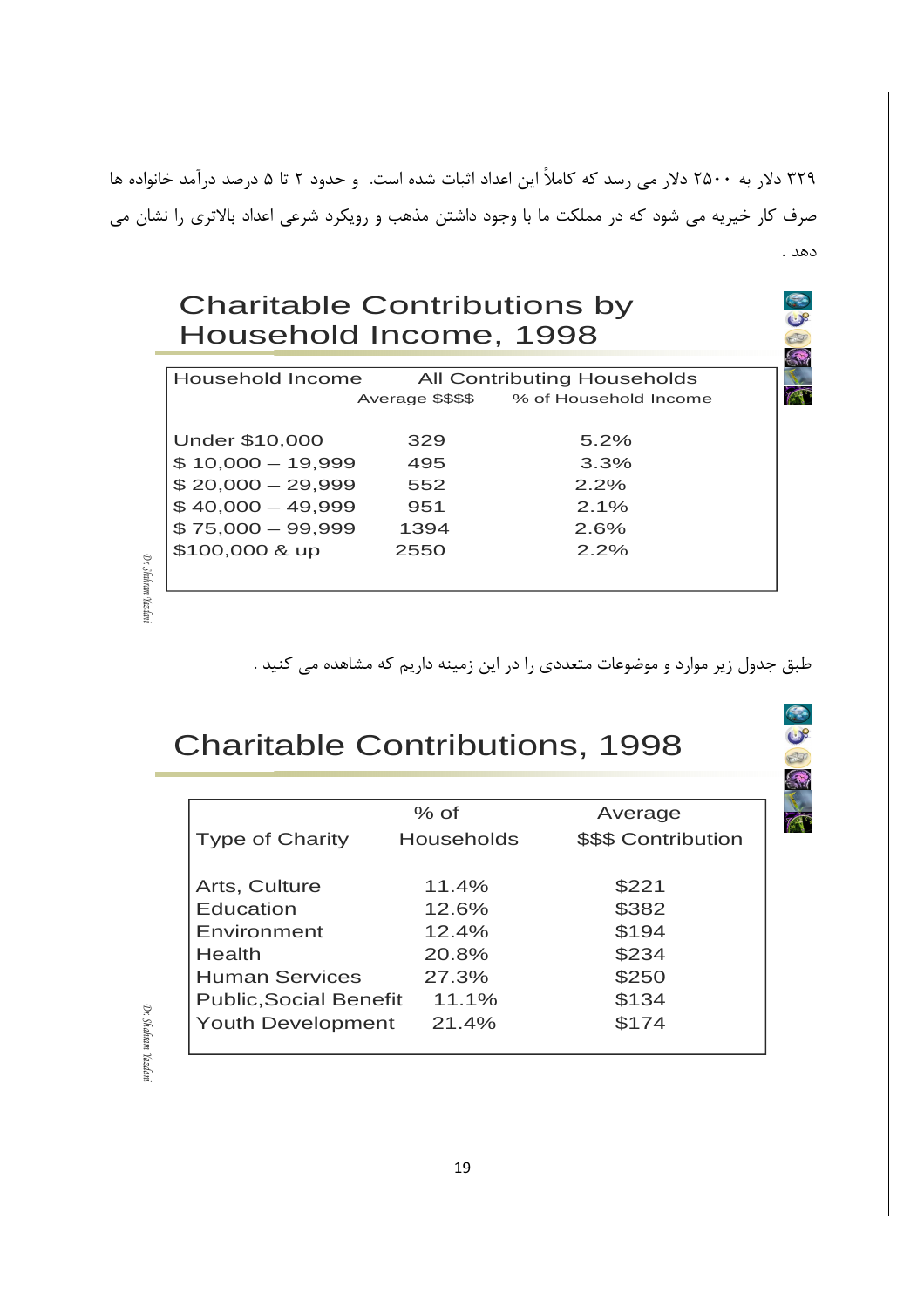۳۲۹ دلار به ۲۵۰۰ دلار می رسد که کاملاً این اعداد اثبات شده است.  و حدود ۲ تا ۵ درصد درآمد خانواده ها صرف کار خیریه می شود که در مملکت ما با وجود داشتن مذهب و رویکرد شرعی اعداد بالاتری را نشان می دهد .

## Charitable Contributions by Household Income, 1998

| Household Income | All Contributing Households | |
|---|---|---|
| | Average $$$$ | % of Household Income |
| Under $10,000 | 329 | 5.2% |
| $ 10,000 – 19,999 | 495 | 3.3% |
| $ 20,000 – 29,999 | 552 | 2.2% |
| $ 40,000 – 49,999 | 951 | 2.1% |
| $ 75,000 – 99,999 | 1394 | 2.6% |
| $100,000 & up | 2550 | 2.2% |

طبق جدول زیر موارد و موضوعات متعددی را در این زمینه داریم که مشاهده می کنید .

## Charitable Contributions, 1998

| Type of Charity | % of Households | Average $$$ Contribution |
|---|---|---|
| Arts, Culture | 11.4% | $221 |
| Education | 12.6% | $382 |
| Environment | 12.4% | $194 |
| Health | 20.8% | $234 |
| Human Services | 27.3% | $250 |
| Public,Social Benefit | 11.1% | $134 |
| Youth Development | 21.4% | $174 |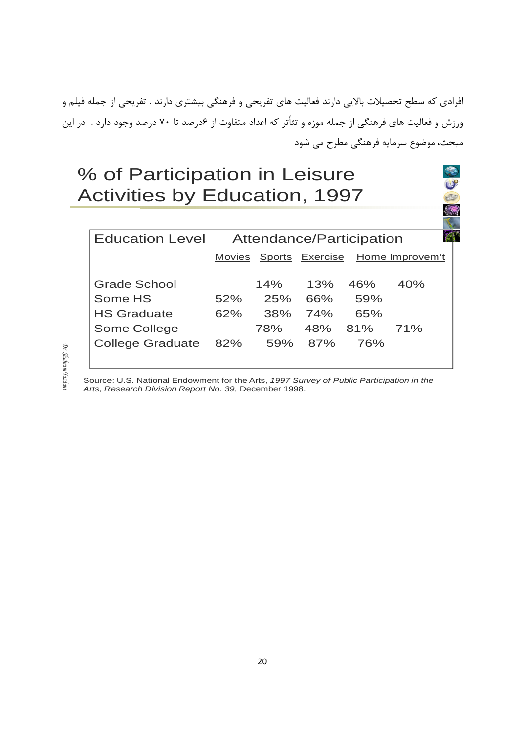افرادی که سطح تحصیلات بالایی دارند فعالیت های تفریحی و فرهنگی بیشتری دارند . تفریحی از جمله فیلم و ورزش و فعالیت های فرهنگی از جمله موزه و تئأتر که اعداد متفاوت از ۶درصد تا ۷۰ درصد وجود دارد . در این مبحث، موضوع سرمایه فرهنگی مطرح می شود

# % of Participation in Leisure Activities by Education, 1997

| Education Level | Attendance/Participation | | | | |
|---|---|---|---|---|---|
| | Movies | Sports | Exercise | Home Improvem't | |
| Grade School | | 14% | 13% | 46% | 40% |
| Some HS | 52% | 25% | 66% | 59% | |
| HS Graduate | 62% | 38% | 74% | 65% | |
| Some College | | 78% | 48% | 81% | 71% |
| College Graduate | 82% | 59% | 87% | 76% | |

Source: U.S. National Endowment for the Arts, *1997 Survey of Public Participation in the Arts, Research Division Report No. 39*, December 1998.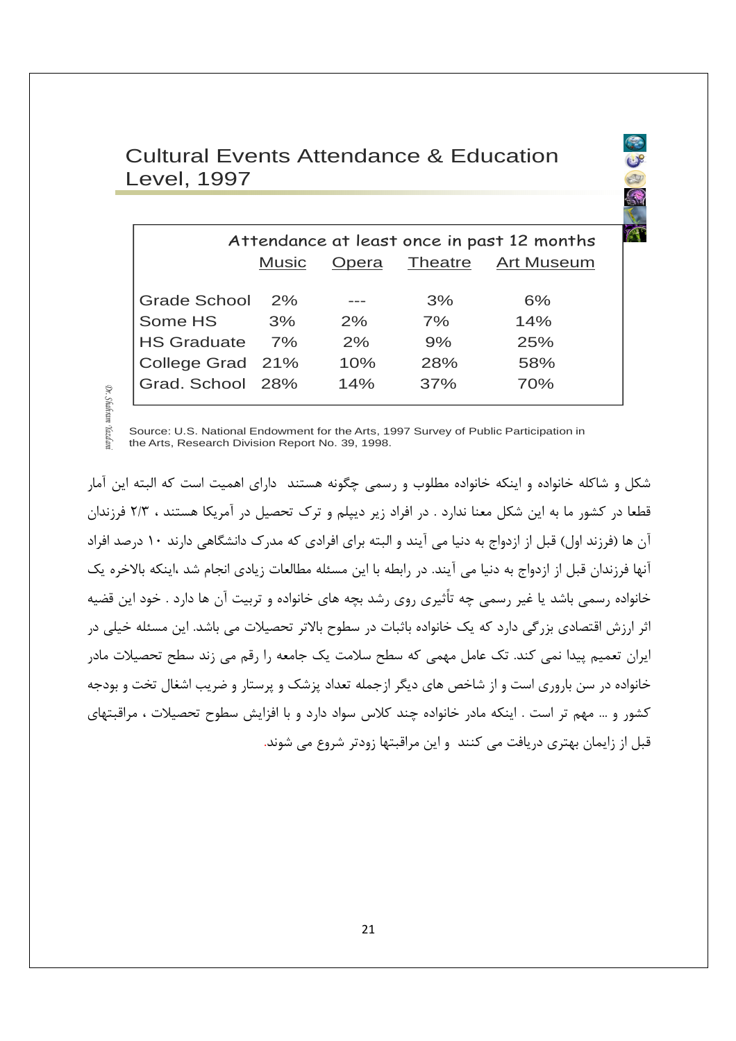## Cultural Events Attendance & Education Level, 1997

| | Attendance at least once in past 12 months | | | |
|---|---|---|---|---|
| | Music | Opera | Theatre | Art Museum |
| Grade School | 2% | --- | 3% | 6% |
| Some HS | 3% | 2% | 7% | 14% |
| HS Graduate | 7% | 2% | 9% | 25% |
| College Grad | 21% | 10% | 28% | 58% |
| Grad. School | 28% | 14% | 37% | 70% |

Source: U.S. National Endowment for the Arts, 1997 Survey of Public Participation in the Arts, Research Division Report No. 39, 1998.

Dr. Shahram Yazdani

شکل و شاکله خانواده و اینکه خانواده مطلوب و رسمی چگونه هستند دارای اهمیت است که البته این آمار قطعا در کشور ما به این شکل معنا ندارد . در افراد زیر دیپلم و ترک تحصیل در آمریکا هستند ، ۲/۳ فرزندان آن ها (فرزند اول) قبل از ازدواج به دنیا می آیند و البته برای افرادی که مدرک دانشگاهی دارند ۱۰ درصد افراد آنها فرزندان قبل از ازدواج به دنیا می آیند. در رابطه با این مسئله مطالعات زیادی انجام شد ،اینکه بالاخره یک خانواده رسمی باشد یا غیر رسمی چه تأثیری روی رشد بچه های خانواده و تربیت آن ها دارد . خود این قضیه اثر ارزش اقتصادی بزرگی دارد که یک خانواده باثبات در سطوح بالاتر تحصیلات می باشد. این مسئله خیلی در ایران تعمیم پیدا نمی کند. تک عامل مهمی که سطح سلامت یک جامعه را رقم می زند سطح تحصیلات مادر خانواده در سن باروری است و از شاخص های دیگر ازجمله تعداد پزشک و پرستار و ضریب اشغال تخت و بودجه کشور و ... مهم تر است . اینکه مادر خانواده چند کلاس سواد دارد و با افزایش سطوح تحصیلات ، مراقبتهای قبل از زایمان بهتری دریافت می کنند و این مراقبتها زودتر شروع می شوند.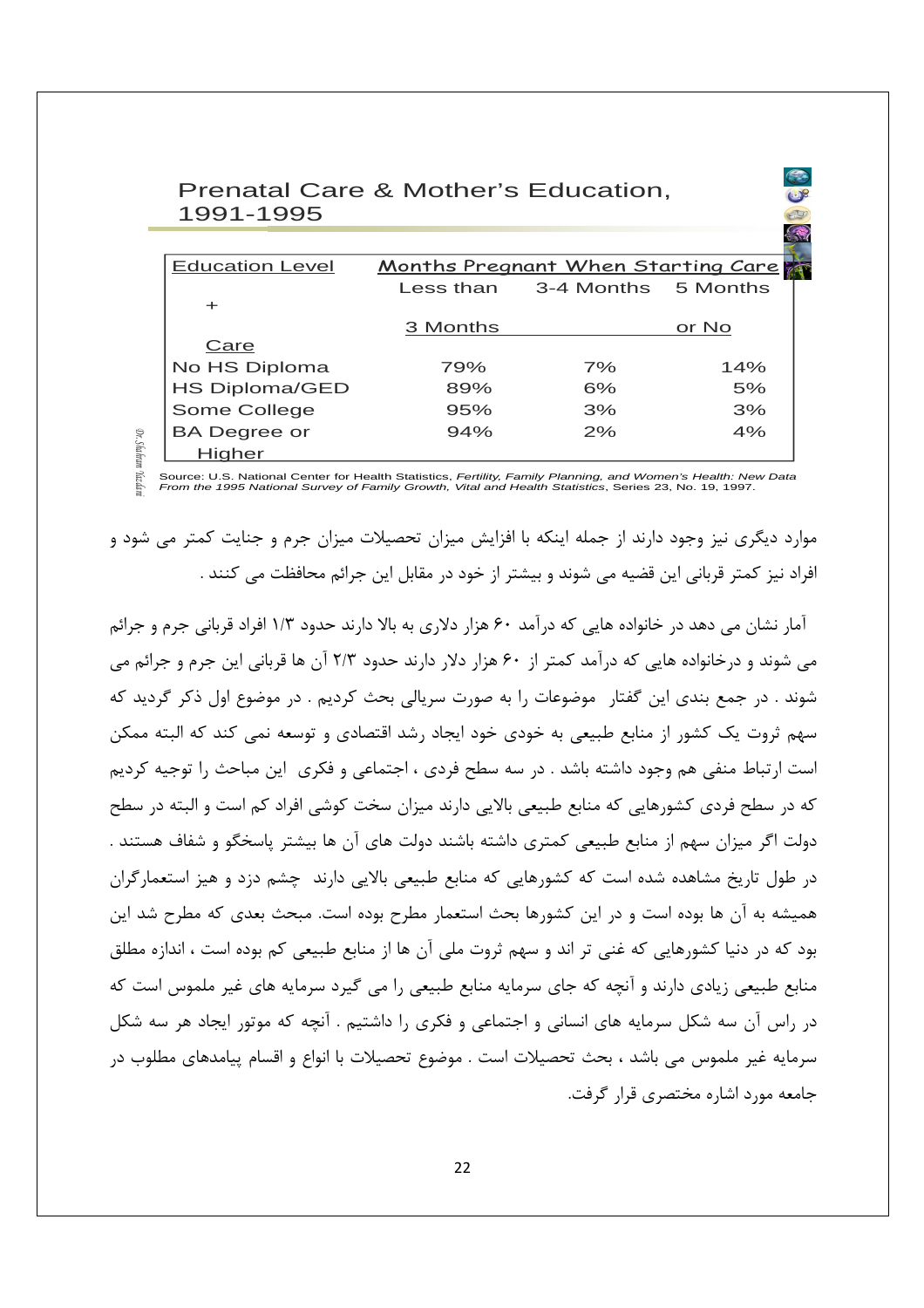## Prenatal Care & Mother's Education, 1991-1995

| Education Level | Months Pregnant When Starting Care | | |
|---|---|---|---|
| | Less than 3 Months | 3-4 Months | 5 Months + or No Care |
| No HS Diploma | 79% | 7% | 14% |
| HS Diploma/GED | 89% | 6% | 5% |
| Some College | 95% | 3% | 3% |
| BA Degree or Higher | 94% | 2% | 4% |

Source: U.S. National Center for Health Statistics, *Fertility, Family Planning, and Women's Health: New Data From the 1995 National Survey of Family Growth, Vital and Health Statistics*, Series 23, No. 19, 1997.

موارد دیگری نیز وجود دارند از جمله اینکه با افزایش میزان تحصیلات میزان جرم و جنایت کمتر می شود و افراد نیز کمتر قربانی این قضیه می شوند و بیشتر از خود در مقابل این جرائم محافظت می کنند .

آمار نشان می دهد در خانواده هایی که درآمد ۶۰ هزار دلاری به بالا دارند حدود ۱/۳ افراد قربانی جرم و جرائم می شوند و درخانواده هایی که درآمد کمتر از ۶۰ هزار دلار دارند حدود ۲/۳ آن ها قربانی این جرم و جرائم می شوند . در جمع بندی این گفتار موضوعات را به صورت سریالی بحث کردیم . در موضوع اول ذکر گردید که سهم ثروت یک کشور از منابع طبیعی به خودی خود ایجاد رشد اقتصادی و توسعه نمی کند که البته ممکن است ارتباط منفی هم وجود داشته باشد . در سه سطح فردی ، اجتماعی و فکری این مباحث را توجیه کردیم که در سطح فردی کشورهایی که منابع طبیعی بالایی دارند میزان سخت کوشی افراد کم است و البته در سطح دولت اگر میزان سهم از منابع طبیعی کمتری داشته باشند دولت های آن ها بیشتر پاسخگو و شفاف هستند . در طول تاریخ مشاهده شده است که کشورهایی که منابع طبیعی بالایی دارند چشم دزد و هیز استعمارگران همیشه به آن ها بوده است و در این کشورها بحث استعمار مطرح بوده است. مبحث بعدی که مطرح شد این بود که در دنیا کشورهایی که غنی تر اند و سهم ثروت ملی آن ها از منابع طبیعی کم بوده است ، اندازه مطلق منابع طبیعی زیادی دارند و آنچه که جای سرمایه منابع طبیعی را می گیرد سرمایه های غیر ملموس است که در راس آن سه شکل سرمایه های انسانی و اجتماعی و فکری را داشتیم . آنچه که موتور ایجاد هر سه شکل سرمایه غیر ملموس می باشد ، بحث تحصیلات است . موضوع تحصیلات با انواع و اقسام پیامدهای مطلوب در جامعه مورد اشاره مختصری قرار گرفت.